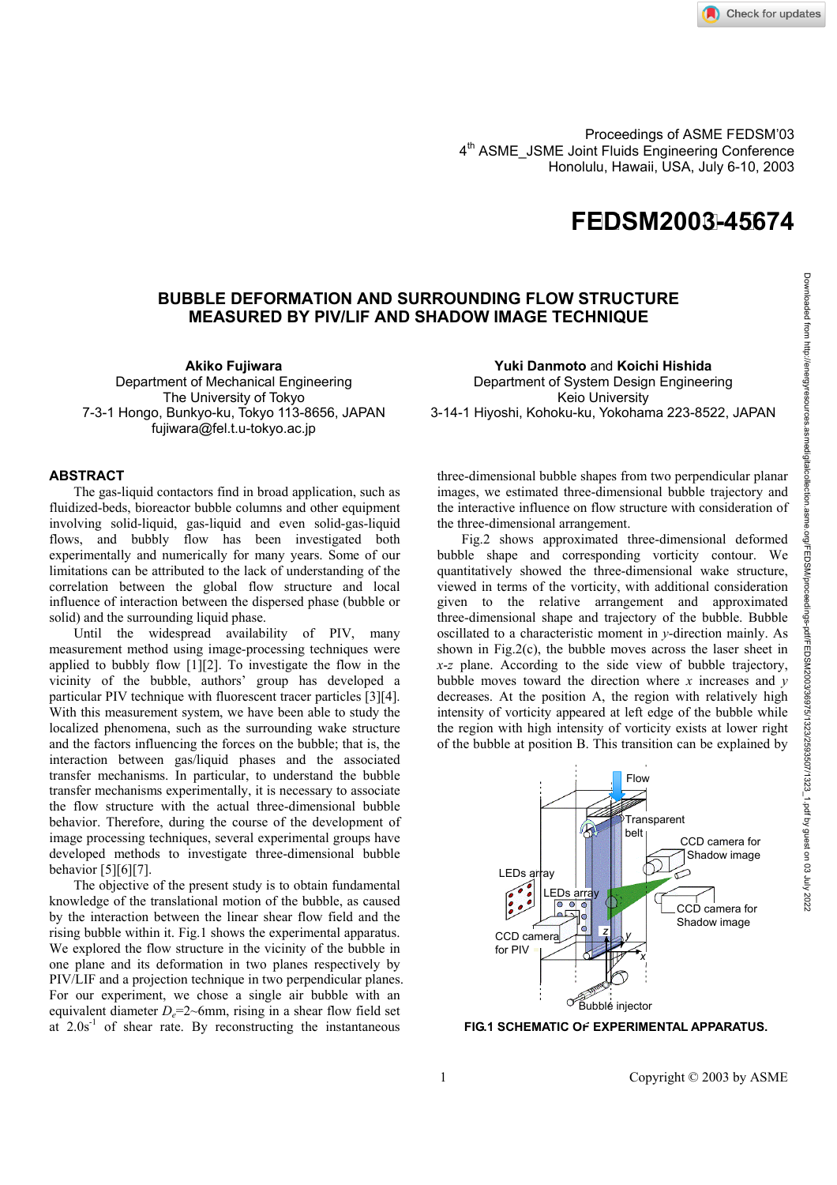Proceedings of ASME FEDSM'03
4th ASME_JSME Joint Fluids Engineering Conference
Honolulu, Hawaii, USA, July 6-10, 2003

# FEDSM2003-45674

## BUBBLE DEFORMATION AND SURROUNDING FLOW STRUCTURE MEASURED BY PIV/LIF AND SHADOW IMAGE TECHNIQUE

**Akiko Fujiwara**
Department of Mechanical Engineering
The University of Tokyo
7-3-1 Hongo, Bunkyo-ku, Tokyo 113-8656, JAPAN
fujiwara@fel.t.u-tokyo.ac.jp

**Yuki Danmoto** and **Koichi Hishida**
Department of System Design Engineering
Keio University
3-14-1 Hiyoshi, Kohoku-ku, Yokohama 223-8522, JAPAN

## ABSTRACT

The gas-liquid contactors find in broad application, such as fluidized-beds, bioreactor bubble columns and other equipment involving solid-liquid, gas-liquid and even solid-gas-liquid flows, and bubbly flow has been investigated both experimentally and numerically for many years. Some of our limitations can be attributed to the lack of understanding of the correlation between the global flow structure and local influence of interaction between the dispersed phase (bubble or solid) and the surrounding liquid phase.

Until the widespread availability of PIV, many measurement method using image-processing techniques were applied to bubbly flow [1][2]. To investigate the flow in the vicinity of the bubble, authors' group has developed a particular PIV technique with fluorescent tracer particles [3][4]. With this measurement system, we have been able to study the localized phenomena, such as the surrounding wake structure and the factors influencing the forces on the bubble; that is, the interaction between gas/liquid phases and the associated transfer mechanisms. In particular, to understand the bubble transfer mechanisms experimentally, it is necessary to associate the flow structure with the actual three-dimensional bubble behavior. Therefore, during the course of the development of image processing techniques, several experimental groups have developed methods to investigate three-dimensional bubble behavior [5][6][7].

The objective of the present study is to obtain fundamental knowledge of the translational motion of the bubble, as caused by the interaction between the linear shear flow field and the rising bubble within it. Fig.1 shows the experimental apparatus. We explored the flow structure in the vicinity of the bubble in one plane and its deformation in two planes respectively by PIV/LIF and a projection technique in two perpendicular planes. For our experiment, we chose a single air bubble with an equivalent diameter $D_e$=2~6mm, rising in a shear flow field set at 2.0s$^{-1}$ of shear rate. By reconstructing the instantaneous three-dimensional bubble shapes from two perpendicular planar images, we estimated three-dimensional bubble trajectory and the interactive influence on flow structure with consideration of the three-dimensional arrangement.

Fig.2 shows approximated three-dimensional deformed bubble shape and corresponding vorticity contour. We quantitatively showed the three-dimensional wake structure, viewed in terms of the vorticity, with additional consideration given to the relative arrangement and approximated three-dimensional shape and trajectory of the bubble. Bubble oscillated to a characteristic moment in $y$-direction mainly. As shown in Fig.2(c), the bubble moves across the laser sheet in $x$-$z$ plane. According to the side view of bubble trajectory, bubble moves toward the direction where $x$ increases and $y$ decreases. At the position A, the region with relatively high intensity of vorticity appeared at left edge of the bubble while the region with high intensity of vorticity exists at lower right of the bubble at position B. This transition can be explained by

FIG.1 SCHEMATIC OF EXPERIMENTAL APPARATUS.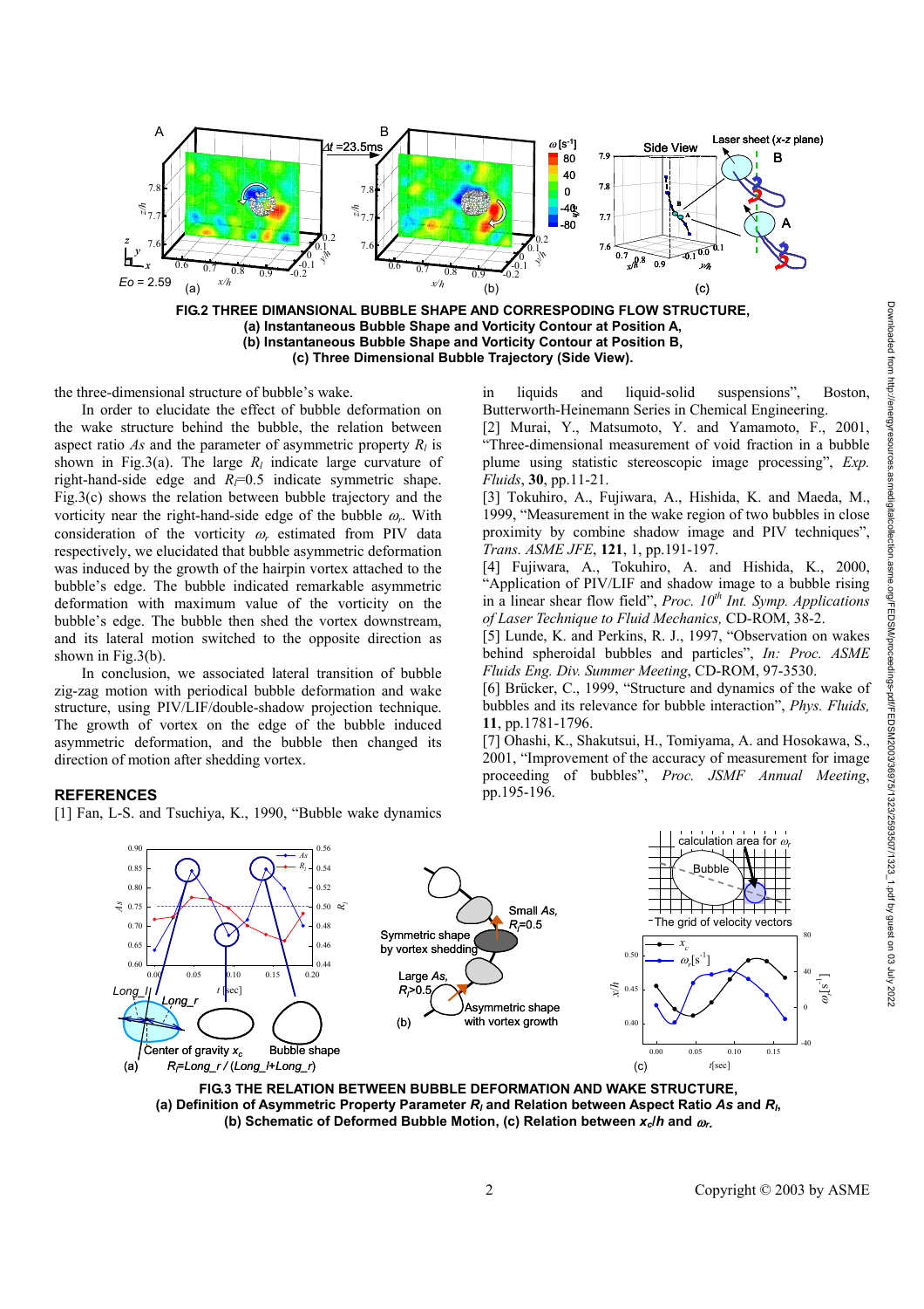A

B

$\Delta t$ =23.5ms

$\omega$ [s$^{-1}$]

80

40

0

-40

-80

Side View

Laser sheet (x-z plane)

B

A

$Eo$ = 2.59

(a)

(b)

(c)

FIG.2 THREE DIMENSIONAL BUBBLE SHAPE AND CORRESPODING FLOW STRUCTURE, (a) Instantaneous Bubble Shape and Vorticity Contour at Position A, (b) Instantaneous Bubble Shape and Vorticity Contour at Position B, (c) Three Dimensional Bubble Trajectory (Side View).

the three-dimensional structure of bubble's wake.

In order to elucidate the effect of bubble deformation on the wake structure behind the bubble, the relation between aspect ratio $As$ and the parameter of asymmetric property $R_l$ is shown in Fig.3(a). The large $R_l$ indicate large curvature of right-hand-side edge and $R_l$=0.5 indicate symmetric shape. Fig.3(c) shows the relation between bubble trajectory and the vorticity near the right-hand-side edge of the bubble $\omega_r$. With consideration of the vorticity $\omega_r$ estimated from PIV data respectively, we elucidated that bubble asymmetric deformation was induced by the growth of the hairpin vortex attached to the bubble's edge. The bubble indicated remarkable asymmetric deformation with maximum value of the vorticity on the bubble's edge. The bubble then shed the vortex downstream, and its lateral motion switched to the opposite direction as shown in Fig.3(b).

In conclusion, we associated lateral transition of bubble zig-zag motion with periodical bubble deformation and wake structure, using PIV/LIF/double-shadow projection technique. The growth of vortex on the edge of the bubble induced asymmetric deformation, and the bubble then changed its direction of motion after shedding vortex.

## REFERENCES

[1] Fan, L-S. and Tsuchiya, K., 1990, "Bubble wake dynamics in liquids and liquid-solid suspensions", Boston, Butterworth-Heinemann Series in Chemical Engineering.

[2] Murai, Y., Matsumoto, Y. and Yamamoto, F., 2001, "Three-dimensional measurement of void fraction in a bubble plume using statistic stereoscopic image processing", *Exp. Fluids*, **30**, pp.11-21.

[3] Tokuhiro, A., Fujiwara, A., Hishida, K. and Maeda, M., 1999, "Measurement in the wake region of two bubbles in close proximity by combine shadow image and PIV techniques", *Trans. ASME JFE*, **121**, 1, pp.191-197.

[4] Fujiwara, A., Tokuhiro, A. and Hishida, K., 2000, "Application of PIV/LIF and shadow image to a bubble rising in a linear shear flow field", *Proc. 10th Int. Symp. Applications of Laser Technique to Fluid Mechanics,* CD-ROM, 38-2.

[5] Lunde, K. and Perkins, R. J., 1997, "Observation on wakes behind spheroidal bubbles and particles", *In: Proc. ASME Fluids Eng. Div. Summer Meeting*, CD-ROM, 97-3530.

[6] Brücker, C., 1999, "Structure and dynamics of the wake of bubbles and its relevance for bubble interaction", *Phys. Fluids,* **11**, pp.1781-1796.

[7] Ohashi, K., Shakutsui, H., Tomiyama, A. and Hosokawa, S., 2001, "Improvement of the accuracy of measurement for image proceeding of bubbles", *Proc. JSMF Annual Meeting*, pp.195-196.

$As$

$R_l$

t [sec]

Long_l

Long_r

Center of gravity $x_c$

Bubble shape

$R_l$=Long_r / (Long_l+Long_r)

(a)

Symmetric shape by vortex shedding

Small $As$, $R_l$=0.5

Large $As$, $R_l$>0.5

Asymmetric shape with vortex growth

(b)

calculation area for $\omega_r$

Bubble

The grid of velocity vectors

$x_c$

$\omega_r$[s$^{-1}$]

t[sec]

(c)

FIG.3 THE RELATION BETWEEN BUBBLE DEFORMATION AND WAKE STRUCTURE, (a) Definition of Asymmetric Property Parameter $R_l$ and Relation between Aspect Ratio $As$ and $R_l$, (b) Schematic of Deformed Bubble Motion, (c) Relation between $x_c/h$ and $\omega_r$.